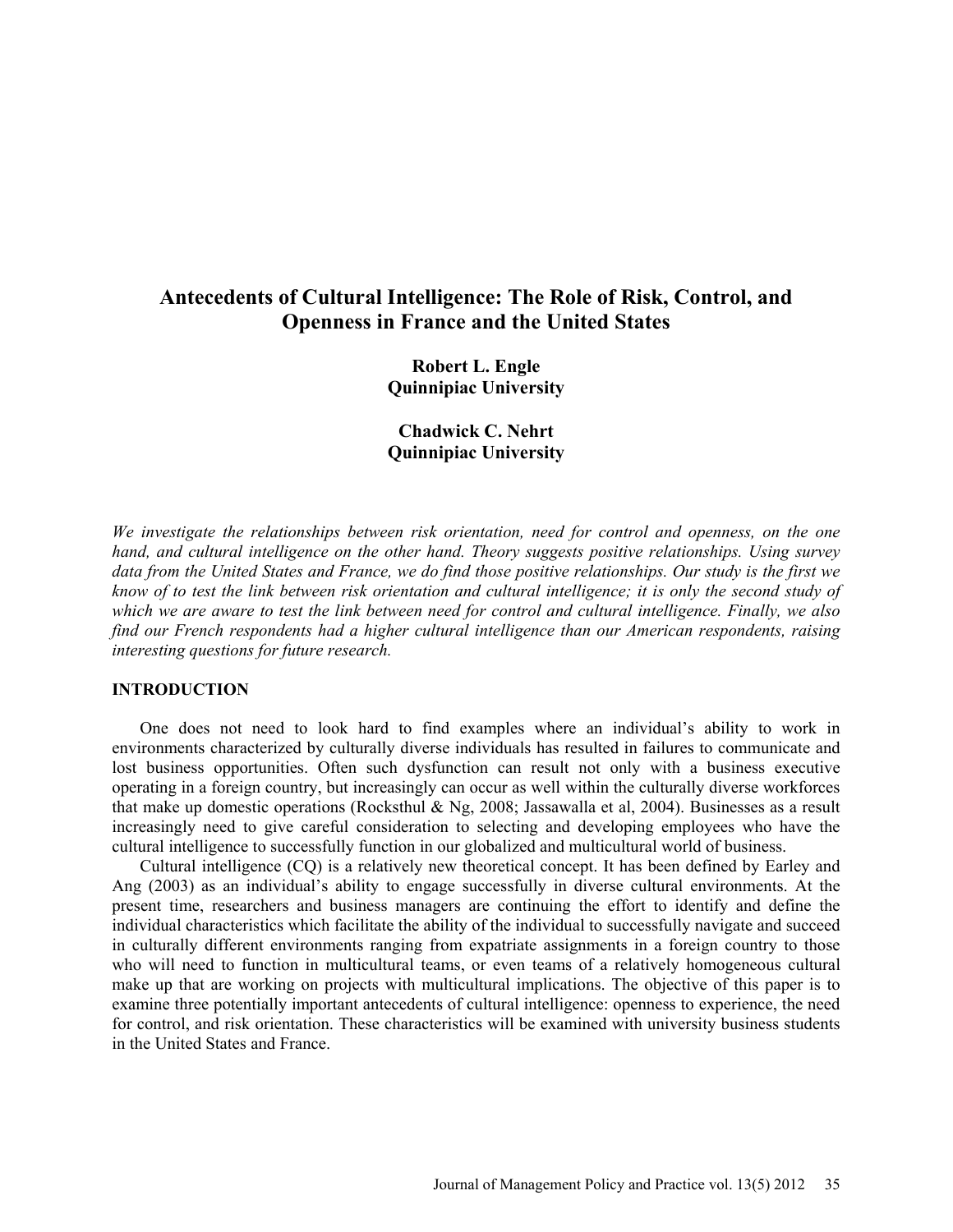# Antecedents of Cultural Intelligence: The Role of Risk, Control, and Openness in France and the United States

**Robert L. Engle**
**Quinnipiac University**

**Chadwick C. Nehrt**
**Quinnipiac University**

*We investigate the relationships between risk orientation, need for control and openness, on the one hand, and cultural intelligence on the other hand. Theory suggests positive relationships. Using survey data from the United States and France, we do find those positive relationships. Our study is the first we know of to test the link between risk orientation and cultural intelligence; it is only the second study of which we are aware to test the link between need for control and cultural intelligence. Finally, we also find our French respondents had a higher cultural intelligence than our American respondents, raising interesting questions for future research.*

## INTRODUCTION

One does not need to look hard to find examples where an individual's ability to work in environments characterized by culturally diverse individuals has resulted in failures to communicate and lost business opportunities. Often such dysfunction can result not only with a business executive operating in a foreign country, but increasingly can occur as well within the culturally diverse workforces that make up domestic operations (Rocksthul & Ng, 2008; Jassawalla et al, 2004). Businesses as a result increasingly need to give careful consideration to selecting and developing employees who have the cultural intelligence to successfully function in our globalized and multicultural world of business.

Cultural intelligence (CQ) is a relatively new theoretical concept. It has been defined by Earley and Ang (2003) as an individual's ability to engage successfully in diverse cultural environments. At the present time, researchers and business managers are continuing the effort to identify and define the individual characteristics which facilitate the ability of the individual to successfully navigate and succeed in culturally different environments ranging from expatriate assignments in a foreign country to those who will need to function in multicultural teams, or even teams of a relatively homogeneous cultural make up that are working on projects with multicultural implications. The objective of this paper is to examine three potentially important antecedents of cultural intelligence: openness to experience, the need for control, and risk orientation. These characteristics will be examined with university business students in the United States and France.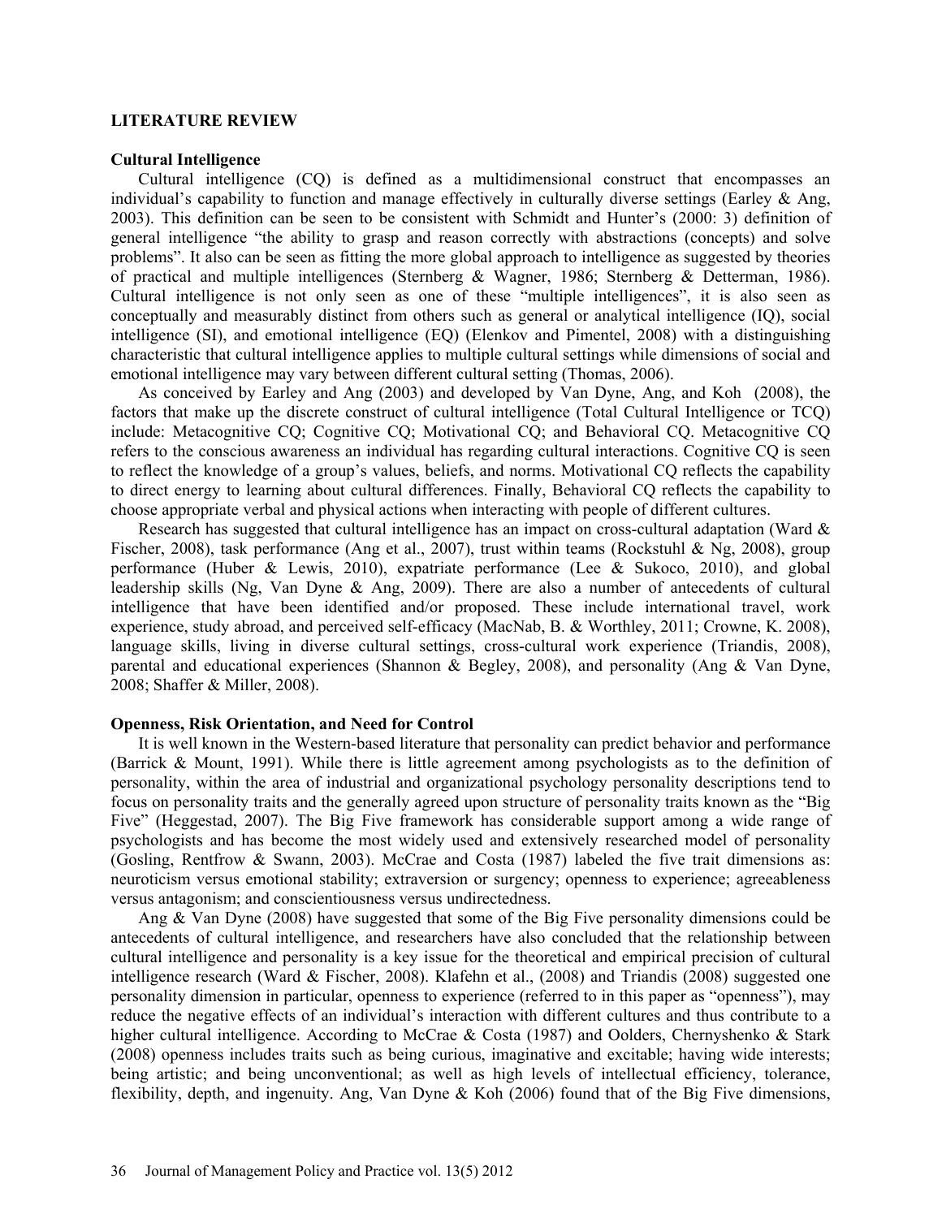## LITERATURE REVIEW

### Cultural Intelligence

Cultural intelligence (CQ) is defined as a multidimensional construct that encompasses an individual's capability to function and manage effectively in culturally diverse settings (Earley & Ang, 2003). This definition can be seen to be consistent with Schmidt and Hunter's (2000: 3) definition of general intelligence "the ability to grasp and reason correctly with abstractions (concepts) and solve problems". It also can be seen as fitting the more global approach to intelligence as suggested by theories of practical and multiple intelligences (Sternberg & Wagner, 1986; Sternberg & Detterman, 1986). Cultural intelligence is not only seen as one of these "multiple intelligences", it is also seen as conceptually and measurably distinct from others such as general or analytical intelligence (IQ), social intelligence (SI), and emotional intelligence (EQ) (Elenkov and Pimentel, 2008) with a distinguishing characteristic that cultural intelligence applies to multiple cultural settings while dimensions of social and emotional intelligence may vary between different cultural setting (Thomas, 2006).

As conceived by Earley and Ang (2003) and developed by Van Dyne, Ang, and Koh (2008), the factors that make up the discrete construct of cultural intelligence (Total Cultural Intelligence or TCQ) include: Metacognitive CQ; Cognitive CQ; Motivational CQ; and Behavioral CQ. Metacognitive CQ refers to the conscious awareness an individual has regarding cultural interactions. Cognitive CQ is seen to reflect the knowledge of a group's values, beliefs, and norms. Motivational CQ reflects the capability to direct energy to learning about cultural differences. Finally, Behavioral CQ reflects the capability to choose appropriate verbal and physical actions when interacting with people of different cultures.

Research has suggested that cultural intelligence has an impact on cross-cultural adaptation (Ward & Fischer, 2008), task performance (Ang et al., 2007), trust within teams (Rockstuhl & Ng, 2008), group performance (Huber & Lewis, 2010), expatriate performance (Lee & Sukoco, 2010), and global leadership skills (Ng, Van Dyne & Ang, 2009). There are also a number of antecedents of cultural intelligence that have been identified and/or proposed. These include international travel, work experience, study abroad, and perceived self-efficacy (MacNab, B. & Worthley, 2011; Crowne, K. 2008), language skills, living in diverse cultural settings, cross-cultural work experience (Triandis, 2008), parental and educational experiences (Shannon & Begley, 2008), and personality (Ang & Van Dyne, 2008; Shaffer & Miller, 2008).

### Openness, Risk Orientation, and Need for Control

It is well known in the Western-based literature that personality can predict behavior and performance (Barrick & Mount, 1991). While there is little agreement among psychologists as to the definition of personality, within the area of industrial and organizational psychology personality descriptions tend to focus on personality traits and the generally agreed upon structure of personality traits known as the "Big Five" (Heggestad, 2007). The Big Five framework has considerable support among a wide range of psychologists and has become the most widely used and extensively researched model of personality (Gosling, Rentfrow & Swann, 2003). McCrae and Costa (1987) labeled the five trait dimensions as: neuroticism versus emotional stability; extraversion or surgency; openness to experience; agreeableness versus antagonism; and conscientiousness versus undirectedness.

Ang & Van Dyne (2008) have suggested that some of the Big Five personality dimensions could be antecedents of cultural intelligence, and researchers have also concluded that the relationship between cultural intelligence and personality is a key issue for the theoretical and empirical precision of cultural intelligence research (Ward & Fischer, 2008). Klafehn et al., (2008) and Triandis (2008) suggested one personality dimension in particular, openness to experience (referred to in this paper as "openness"), may reduce the negative effects of an individual's interaction with different cultures and thus contribute to a higher cultural intelligence. According to McCrae & Costa (1987) and Oolders, Chernyshenko & Stark (2008) openness includes traits such as being curious, imaginative and excitable; having wide interests; being artistic; and being unconventional; as well as high levels of intellectual efficiency, tolerance, flexibility, depth, and ingenuity. Ang, Van Dyne & Koh (2006) found that of the Big Five dimensions,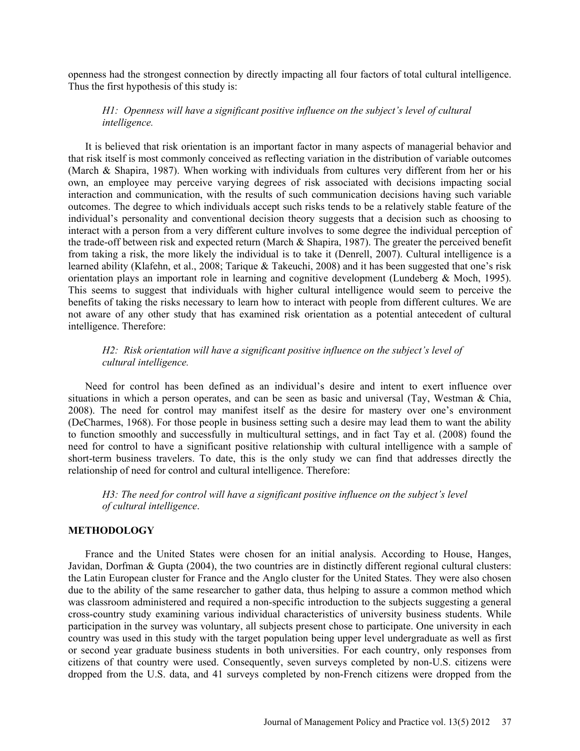openness had the strongest connection by directly impacting all four factors of total cultural intelligence. Thus the first hypothesis of this study is:

*H1: Openness will have a significant positive influence on the subject's level of cultural intelligence.*

It is believed that risk orientation is an important factor in many aspects of managerial behavior and that risk itself is most commonly conceived as reflecting variation in the distribution of variable outcomes (March & Shapira, 1987). When working with individuals from cultures very different from her or his own, an employee may perceive varying degrees of risk associated with decisions impacting social interaction and communication, with the results of such communication decisions having such variable outcomes. The degree to which individuals accept such risks tends to be a relatively stable feature of the individual's personality and conventional decision theory suggests that a decision such as choosing to interact with a person from a very different culture involves to some degree the individual perception of the trade-off between risk and expected return (March & Shapira, 1987). The greater the perceived benefit from taking a risk, the more likely the individual is to take it (Denrell, 2007). Cultural intelligence is a learned ability (Klafehn, et al., 2008; Tarique & Takeuchi, 2008) and it has been suggested that one's risk orientation plays an important role in learning and cognitive development (Lundeberg & Moch, 1995). This seems to suggest that individuals with higher cultural intelligence would seem to perceive the benefits of taking the risks necessary to learn how to interact with people from different cultures. We are not aware of any other study that has examined risk orientation as a potential antecedent of cultural intelligence. Therefore:

*H2: Risk orientation will have a significant positive influence on the subject's level of cultural intelligence.*

Need for control has been defined as an individual's desire and intent to exert influence over situations in which a person operates, and can be seen as basic and universal (Tay, Westman & Chia, 2008). The need for control may manifest itself as the desire for mastery over one's environment (DeCharmes, 1968). For those people in business setting such a desire may lead them to want the ability to function smoothly and successfully in multicultural settings, and in fact Tay et al. (2008) found the need for control to have a significant positive relationship with cultural intelligence with a sample of short-term business travelers. To date, this is the only study we can find that addresses directly the relationship of need for control and cultural intelligence. Therefore:

*H3: The need for control will have a significant positive influence on the subject's level of cultural intelligence*.

## METHODOLOGY

France and the United States were chosen for an initial analysis. According to House, Hanges, Javidan, Dorfman & Gupta (2004), the two countries are in distinctly different regional cultural clusters: the Latin European cluster for France and the Anglo cluster for the United States. They were also chosen due to the ability of the same researcher to gather data, thus helping to assure a common method which was classroom administered and required a non-specific introduction to the subjects suggesting a general cross-country study examining various individual characteristics of university business students. While participation in the survey was voluntary, all subjects present chose to participate. One university in each country was used in this study with the target population being upper level undergraduate as well as first or second year graduate business students in both universities. For each country, only responses from citizens of that country were used. Consequently, seven surveys completed by non-U.S. citizens were dropped from the U.S. data, and 41 surveys completed by non-French citizens were dropped from the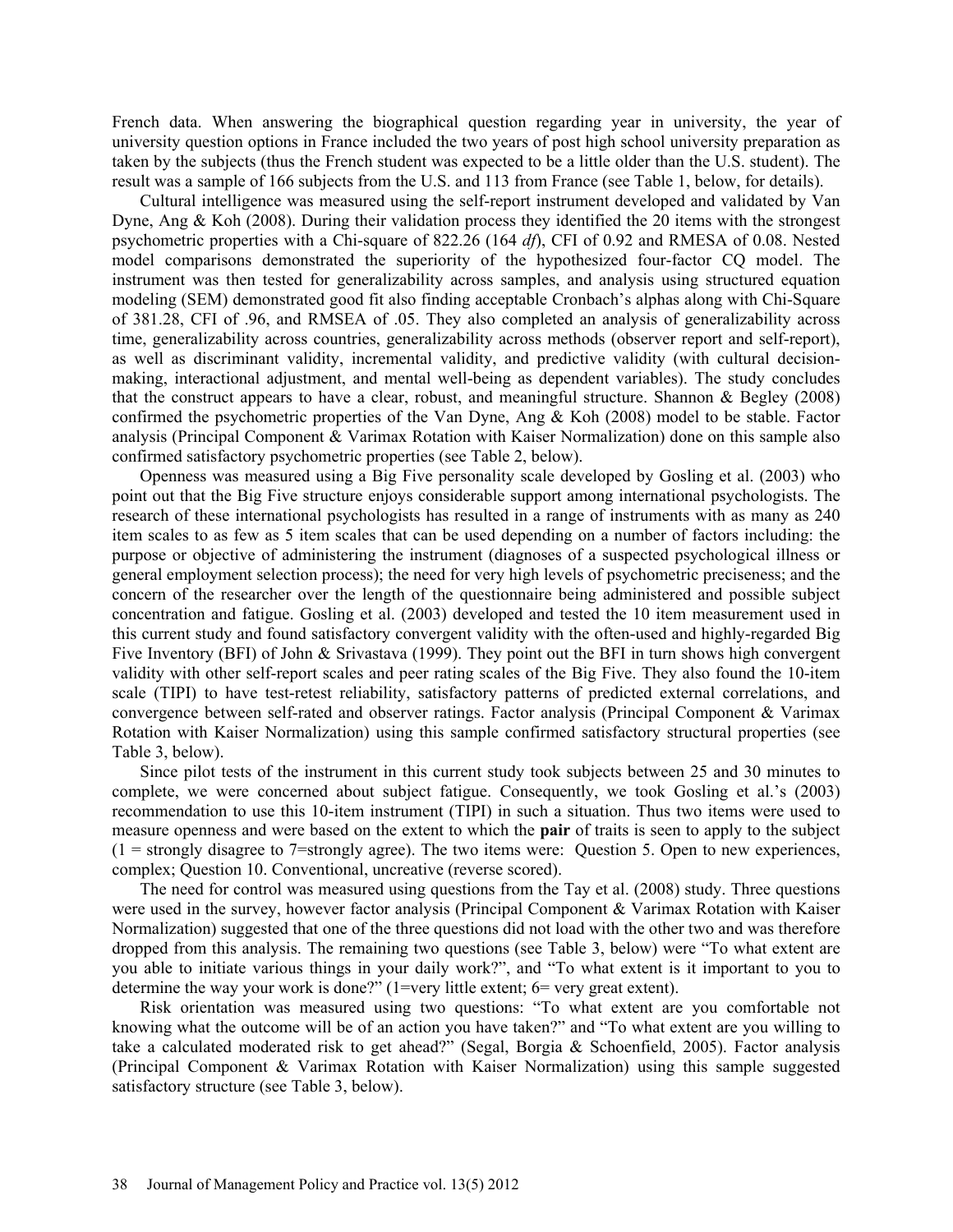French data. When answering the biographical question regarding year in university, the year of university question options in France included the two years of post high school university preparation as taken by the subjects (thus the French student was expected to be a little older than the U.S. student). The result was a sample of 166 subjects from the U.S. and 113 from France (see Table 1, below, for details).

Cultural intelligence was measured using the self-report instrument developed and validated by Van Dyne, Ang & Koh (2008). During their validation process they identified the 20 items with the strongest psychometric properties with a Chi-square of 822.26 (164 *df*), CFI of 0.92 and RMESA of 0.08. Nested model comparisons demonstrated the superiority of the hypothesized four-factor CQ model. The instrument was then tested for generalizability across samples, and analysis using structured equation modeling (SEM) demonstrated good fit also finding acceptable Cronbach's alphas along with Chi-Square of 381.28, CFI of .96, and RMSEA of .05. They also completed an analysis of generalizability across time, generalizability across countries, generalizability across methods (observer report and self-report), as well as discriminant validity, incremental validity, and predictive validity (with cultural decision-making, interactional adjustment, and mental well-being as dependent variables). The study concludes that the construct appears to have a clear, robust, and meaningful structure. Shannon & Begley (2008) confirmed the psychometric properties of the Van Dyne, Ang & Koh (2008) model to be stable. Factor analysis (Principal Component & Varimax Rotation with Kaiser Normalization) done on this sample also confirmed satisfactory psychometric properties (see Table 2, below).

Openness was measured using a Big Five personality scale developed by Gosling et al. (2003) who point out that the Big Five structure enjoys considerable support among international psychologists. The research of these international psychologists has resulted in a range of instruments with as many as 240 item scales to as few as 5 item scales that can be used depending on a number of factors including: the purpose or objective of administering the instrument (diagnoses of a suspected psychological illness or general employment selection process); the need for very high levels of psychometric preciseness; and the concern of the researcher over the length of the questionnaire being administered and possible subject concentration and fatigue. Gosling et al. (2003) developed and tested the 10 item measurement used in this current study and found satisfactory convergent validity with the often-used and highly-regarded Big Five Inventory (BFI) of John & Srivastava (1999). They point out the BFI in turn shows high convergent validity with other self-report scales and peer rating scales of the Big Five. They also found the 10-item scale (TIPI) to have test-retest reliability, satisfactory patterns of predicted external correlations, and convergence between self-rated and observer ratings. Factor analysis (Principal Component & Varimax Rotation with Kaiser Normalization) using this sample confirmed satisfactory structural properties (see Table 3, below).

Since pilot tests of the instrument in this current study took subjects between 25 and 30 minutes to complete, we were concerned about subject fatigue. Consequently, we took Gosling et al.'s (2003) recommendation to use this 10-item instrument (TIPI) in such a situation. Thus two items were used to measure openness and were based on the extent to which the **pair** of traits is seen to apply to the subject (1 = strongly disagree to 7=strongly agree). The two items were: Question 5. Open to new experiences, complex; Question 10. Conventional, uncreative (reverse scored).

The need for control was measured using questions from the Tay et al. (2008) study. Three questions were used in the survey, however factor analysis (Principal Component & Varimax Rotation with Kaiser Normalization) suggested that one of the three questions did not load with the other two and was therefore dropped from this analysis. The remaining two questions (see Table 3, below) were "To what extent are you able to initiate various things in your daily work?", and "To what extent is it important to you to determine the way your work is done?" (1=very little extent; 6= very great extent).

Risk orientation was measured using two questions: "To what extent are you comfortable not knowing what the outcome will be of an action you have taken?" and "To what extent are you willing to take a calculated moderated risk to get ahead?" (Segal, Borgia & Schoenfield, 2005). Factor analysis (Principal Component & Varimax Rotation with Kaiser Normalization) using this sample suggested satisfactory structure (see Table 3, below).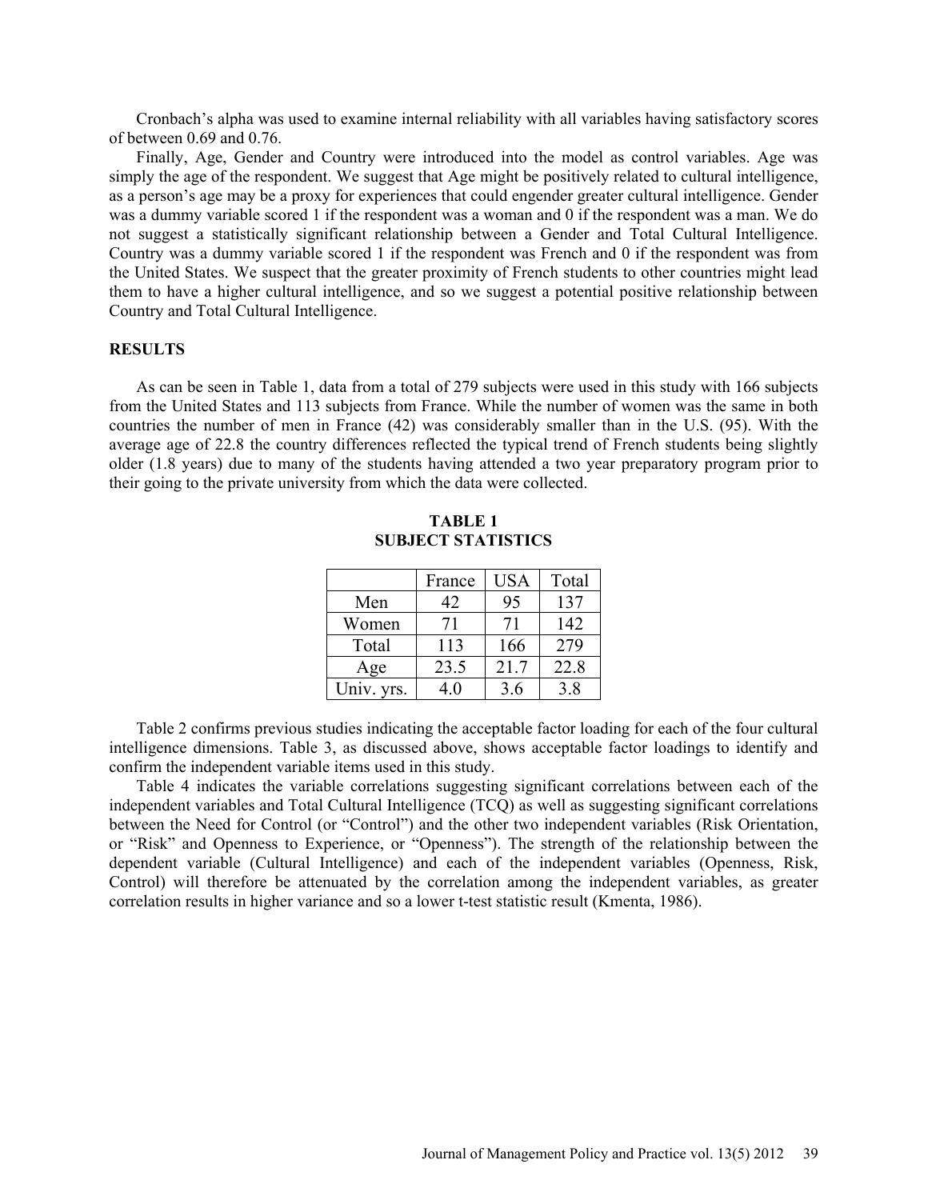Cronbach's alpha was used to examine internal reliability with all variables having satisfactory scores of between 0.69 and 0.76.

Finally, Age, Gender and Country were introduced into the model as control variables. Age was simply the age of the respondent. We suggest that Age might be positively related to cultural intelligence, as a person's age may be a proxy for experiences that could engender greater cultural intelligence. Gender was a dummy variable scored 1 if the respondent was a woman and 0 if the respondent was a man. We do not suggest a statistically significant relationship between a Gender and Total Cultural Intelligence. Country was a dummy variable scored 1 if the respondent was French and 0 if the respondent was from the United States. We suspect that the greater proximity of French students to other countries might lead them to have a higher cultural intelligence, and so we suggest a potential positive relationship between Country and Total Cultural Intelligence.

## RESULTS

As can be seen in Table 1, data from a total of 279 subjects were used in this study with 166 subjects from the United States and 113 subjects from France. While the number of women was the same in both countries the number of men in France (42) was considerably smaller than in the U.S. (95). With the average age of 22.8 the country differences reflected the typical trend of French students being slightly older (1.8 years) due to many of the students having attended a two year preparatory program prior to their going to the private university from which the data were collected.

**TABLE 1**
**SUBJECT STATISTICS**

| | France | USA | Total |
|---|---|---|---|
| Men | 42 | 95 | 137 |
| Women | 71 | 71 | 142 |
| Total | 113 | 166 | 279 |
| Age | 23.5 | 21.7 | 22.8 |
| Univ. yrs. | 4.0 | 3.6 | 3.8 |

Table 2 confirms previous studies indicating the acceptable factor loading for each of the four cultural intelligence dimensions. Table 3, as discussed above, shows acceptable factor loadings to identify and confirm the independent variable items used in this study.

Table 4 indicates the variable correlations suggesting significant correlations between each of the independent variables and Total Cultural Intelligence (TCQ) as well as suggesting significant correlations between the Need for Control (or "Control") and the other two independent variables (Risk Orientation, or "Risk" and Openness to Experience, or "Openness"). The strength of the relationship between the dependent variable (Cultural Intelligence) and each of the independent variables (Openness, Risk, Control) will therefore be attenuated by the correlation among the independent variables, as greater correlation results in higher variance and so a lower t-test statistic result (Kmenta, 1986).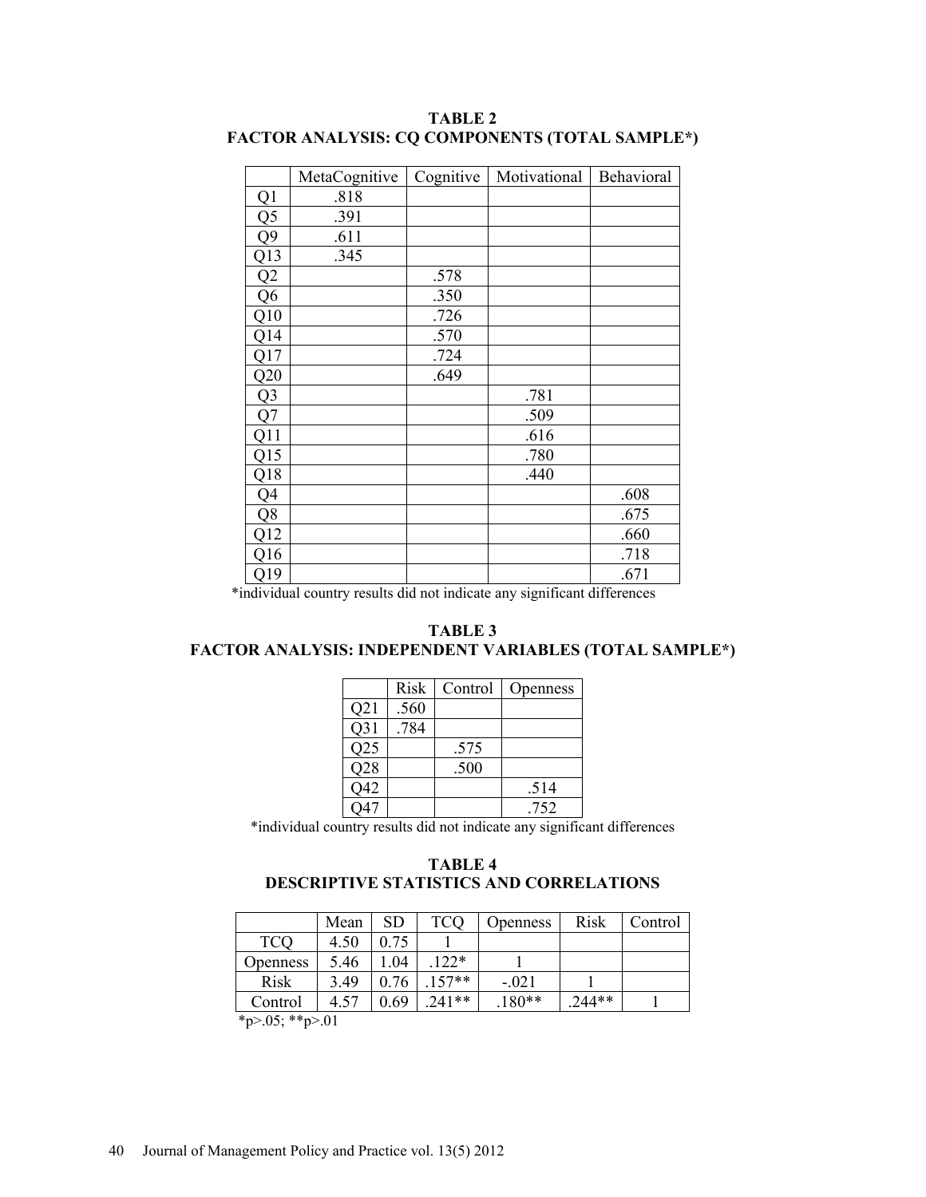**TABLE 2**
**FACTOR ANALYSIS: CQ COMPONENTS (TOTAL SAMPLE*)**

| | MetaCognitive | Cognitive | Motivational | Behavioral |
|---|---|---|---|---|
| Q1 | .818 | | | |
| Q5 | .391 | | | |
| Q9 | .611 | | | |
| Q13 | .345 | | | |
| Q2 | | .578 | | |
| Q6 | | .350 | | |
| Q10 | | .726 | | |
| Q14 | | .570 | | |
| Q17 | | .724 | | |
| Q20 | | .649 | | |
| Q3 | | | .781 | |
| Q7 | | | .509 | |
| Q11 | | | .616 | |
| Q15 | | | .780 | |
| Q18 | | | .440 | |
| Q4 | | | | .608 |
| Q8 | | | | .675 |
| Q12 | | | | .660 |
| Q16 | | | | .718 |
| Q19 | | | | .671 |

*individual country results did not indicate any significant differences

**TABLE 3**
**FACTOR ANALYSIS: INDEPENDENT VARIABLES (TOTAL SAMPLE*)**

| | Risk | Control | Openness |
|---|---|---|---|
| Q21 | .560 | | |
| Q31 | .784 | | |
| Q25 | | .575 | |
| Q28 | | .500 | |
| Q42 | | | .514 |
| Q47 | | | .752 |

*individual country results did not indicate any significant differences

**TABLE 4**
**DESCRIPTIVE STATISTICS AND CORRELATIONS**

| | Mean | SD | TCQ | Openness | Risk | Control |
|---|---|---|---|---|---|---|
| TCQ | 4.50 | 0.75 | 1 | | | |
| Openness | 5.46 | 1.04 | .122* | 1 | | |
| Risk | 3.49 | 0.76 | .157** | -.021 | 1 | |
| Control | 4.57 | 0.69 | .241** | .180** | .244** | 1 |

*p>.05; **p>.01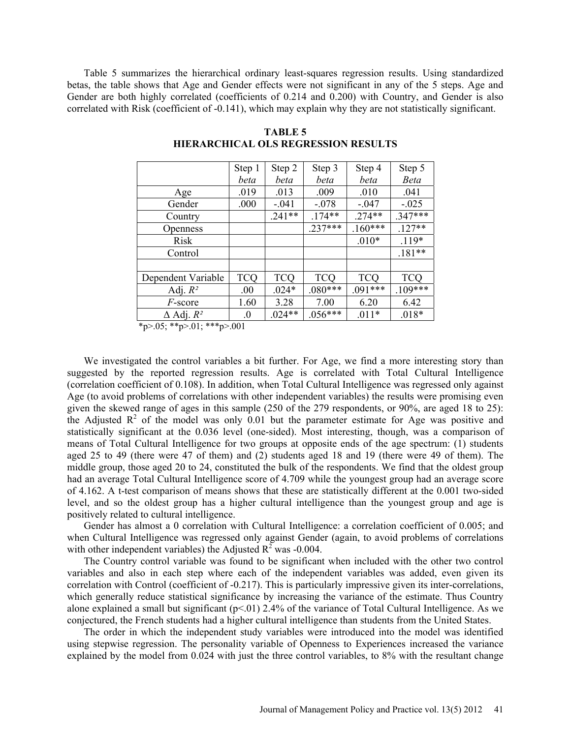Table 5 summarizes the hierarchical ordinary least-squares regression results. Using standardized betas, the table shows that Age and Gender effects were not significant in any of the 5 steps. Age and Gender are both highly correlated (coefficients of 0.214 and 0.200) with Country, and Gender is also correlated with Risk (coefficient of -0.141), which may explain why they are not statistically significant.

**TABLE 5**
**HIERARCHICAL OLS REGRESSION RESULTS**

| | Step 1 *beta* | Step 2 *beta* | Step 3 *beta* | Step 4 *beta* | Step 5 *Beta* |
|---|---|---|---|---|---|
| Age | .019 | .013 | .009 | .010 | .041 |
| Gender | .000 | -.041 | -.078 | -.047 | -.025 |
| Country | | .241** | .174** | .274** | .347*** |
| Openness | | | .237*** | .160*** | .127** |
| Risk | | | | .010* | .119* |
| Control | | | | | .181** |
| | | | | | |
| Dependent Variable | TCQ | TCQ | TCQ | TCQ | TCQ |
| Adj. $R^2$ | .00 | .024* | .080*** | .091*** | .109*** |
| *F*-score | 1.60 | 3.28 | 7.00 | 6.20 | 6.42 |
| Δ Adj. $R^2$ | .0 | .024** | .056*** | .011* | .018* |

*p>.05; **p>.01; ***p>.001

We investigated the control variables a bit further. For Age, we find a more interesting story than suggested by the reported regression results. Age is correlated with Total Cultural Intelligence (correlation coefficient of 0.108). In addition, when Total Cultural Intelligence was regressed only against Age (to avoid problems of correlations with other independent variables) the results were promising even given the skewed range of ages in this sample (250 of the 279 respondents, or 90%, are aged 18 to 25): the Adjusted $R^2$ of the model was only 0.01 but the parameter estimate for Age was positive and statistically significant at the 0.036 level (one-sided). Most interesting, though, was a comparison of means of Total Cultural Intelligence for two groups at opposite ends of the age spectrum: (1) students aged 25 to 49 (there were 47 of them) and (2) students aged 18 and 19 (there were 49 of them). The middle group, those aged 20 to 24, constituted the bulk of the respondents. We find that the oldest group had an average Total Cultural Intelligence score of 4.709 while the youngest group had an average score of 4.162. A t-test comparison of means shows that these are statistically different at the 0.001 two-sided level, and so the oldest group has a higher cultural intelligence than the youngest group and age is positively related to cultural intelligence.

Gender has almost a 0 correlation with Cultural Intelligence: a correlation coefficient of 0.005; and when Cultural Intelligence was regressed only against Gender (again, to avoid problems of correlations with other independent variables) the Adjusted $R^2$ was -0.004.

The Country control variable was found to be significant when included with the other two control variables and also in each step where each of the independent variables was added, even given its correlation with Control (coefficient of -0.217). This is particularly impressive given its inter-correlations, which generally reduce statistical significance by increasing the variance of the estimate. Thus Country alone explained a small but significant ($p<.01$) 2.4% of the variance of Total Cultural Intelligence. As we conjectured, the French students had a higher cultural intelligence than students from the United States.

The order in which the independent study variables were introduced into the model was identified using stepwise regression. The personality variable of Openness to Experiences increased the variance explained by the model from 0.024 with just the three control variables, to 8% with the resultant change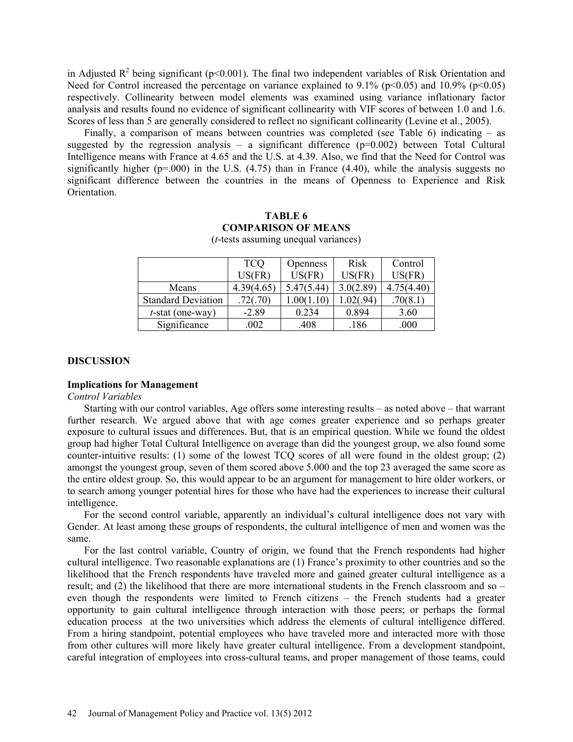in Adjusted $R^2$ being significant ($p<0.001$). The final two independent variables of Risk Orientation and Need for Control increased the percentage on variance explained to 9.1% ($p<0.05$) and 10.9% ($p<0.05$) respectively. Collinearity between model elements was examined using variance inflationary factor analysis and results found no evidence of significant collinearity with VIF scores of between 1.0 and 1.6. Scores of less than 5 are generally considered to reflect no significant collinearity (Levine et al., 2005).

Finally, a comparison of means between countries was completed (see Table 6) indicating – as suggested by the regression analysis – a significant difference ($p=0.002$) between Total Cultural Intelligence means with France at 4.65 and the U.S. at 4.39. Also, we find that the Need for Control was significantly higher ($p=.000$) in the U.S. (4.75) than in France (4.40), while the analysis suggests no significant difference between the countries in the means of Openness to Experience and Risk Orientation.

**TABLE 6**
**COMPARISON OF MEANS**
(*t*-tests assuming unequal variances)

| | TCQ US(FR) | Openness US(FR) | Risk US(FR) | Control US(FR) |
|---|---|---|---|---|
| Means | 4.39(4.65) | 5.47(5.44) | 3.0(2.89) | 4.75(4.40) |
| Standard Deviation | .72(.70) | 1.00(1.10) | 1.02(.94) | .70(8.1) |
| *t*-stat (one-way) | -2.89 | 0.234 | 0.894 | 3.60 |
| Significance | .002 | .408 | .186 | .000 |

## DISCUSSION

### Implications for Management

*Control Variables*

Starting with our control variables, Age offers some interesting results – as noted above – that warrant further research. We argued above that with age comes greater experience and so perhaps greater exposure to cultural issues and differences. But, that is an empirical question. While we found the oldest group had higher Total Cultural Intelligence on average than did the youngest group, we also found some counter-intuitive results: (1) some of the lowest TCQ scores of all were found in the oldest group; (2) amongst the youngest group, seven of them scored above 5.000 and the top 23 averaged the same score as the entire oldest group. So, this would appear to be an argument for management to hire older workers, or to search among younger potential hires for those who have had the experiences to increase their cultural intelligence.

For the second control variable, apparently an individual's cultural intelligence does not vary with Gender. At least among these groups of respondents, the cultural intelligence of men and women was the same.

For the last control variable, Country of origin, we found that the French respondents had higher cultural intelligence. Two reasonable explanations are (1) France's proximity to other countries and so the likelihood that the French respondents have traveled more and gained greater cultural intelligence as a result; and (2) the likelihood that there are more international students in the French classroom and so – even though the respondents were limited to French citizens – the French students had a greater opportunity to gain cultural intelligence through interaction with those peers; or perhaps the formal education process at the two universities which address the elements of cultural intelligence differed. From a hiring standpoint, potential employees who have traveled more and interacted more with those from other cultures will more likely have greater cultural intelligence. From a development standpoint, careful integration of employees into cross-cultural teams, and proper management of those teams, could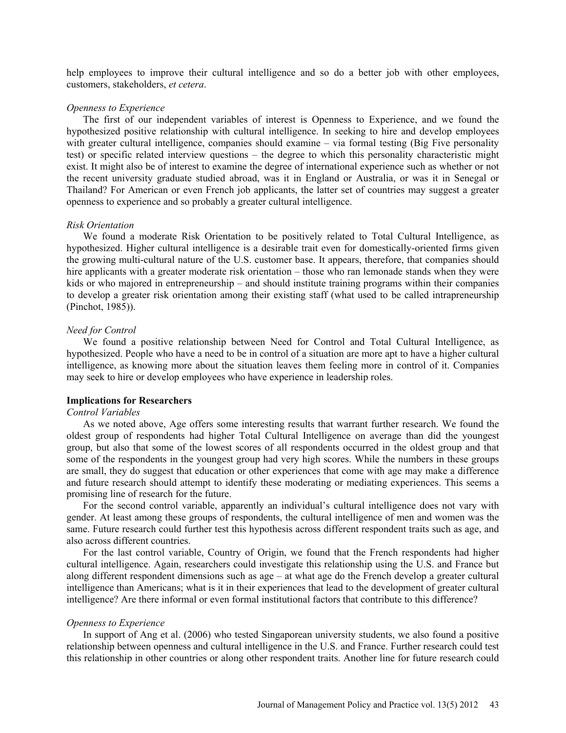help employees to improve their cultural intelligence and so do a better job with other employees, customers, stakeholders, *et cetera*.

*Openness to Experience*

The first of our independent variables of interest is Openness to Experience, and we found the hypothesized positive relationship with cultural intelligence. In seeking to hire and develop employees with greater cultural intelligence, companies should examine – via formal testing (Big Five personality test) or specific related interview questions – the degree to which this personality characteristic might exist. It might also be of interest to examine the degree of international experience such as whether or not the recent university graduate studied abroad, was it in England or Australia, or was it in Senegal or Thailand? For American or even French job applicants, the latter set of countries may suggest a greater openness to experience and so probably a greater cultural intelligence.

*Risk Orientation*

We found a moderate Risk Orientation to be positively related to Total Cultural Intelligence, as hypothesized. Higher cultural intelligence is a desirable trait even for domestically-oriented firms given the growing multi-cultural nature of the U.S. customer base. It appears, therefore, that companies should hire applicants with a greater moderate risk orientation – those who ran lemonade stands when they were kids or who majored in entrepreneurship – and should institute training programs within their companies to develop a greater risk orientation among their existing staff (what used to be called intrapreneurship (Pinchot, 1985)).

*Need for Control*

We found a positive relationship between Need for Control and Total Cultural Intelligence, as hypothesized. People who have a need to be in control of a situation are more apt to have a higher cultural intelligence, as knowing more about the situation leaves them feeling more in control of it. Companies may seek to hire or develop employees who have experience in leadership roles.

**Implications for Researchers**

*Control Variables*

As we noted above, Age offers some interesting results that warrant further research. We found the oldest group of respondents had higher Total Cultural Intelligence on average than did the youngest group, but also that some of the lowest scores of all respondents occurred in the oldest group and that some of the respondents in the youngest group had very high scores. While the numbers in these groups are small, they do suggest that education or other experiences that come with age may make a difference and future research should attempt to identify these moderating or mediating experiences. This seems a promising line of research for the future.

For the second control variable, apparently an individual's cultural intelligence does not vary with gender. At least among these groups of respondents, the cultural intelligence of men and women was the same. Future research could further test this hypothesis across different respondent traits such as age, and also across different countries.

For the last control variable, Country of Origin, we found that the French respondents had higher cultural intelligence. Again, researchers could investigate this relationship using the U.S. and France but along different respondent dimensions such as age – at what age do the French develop a greater cultural intelligence than Americans; what is it in their experiences that lead to the development of greater cultural intelligence? Are there informal or even formal institutional factors that contribute to this difference?

*Openness to Experience*

In support of Ang et al. (2006) who tested Singaporean university students, we also found a positive relationship between openness and cultural intelligence in the U.S. and France. Further research could test this relationship in other countries or along other respondent traits. Another line for future research could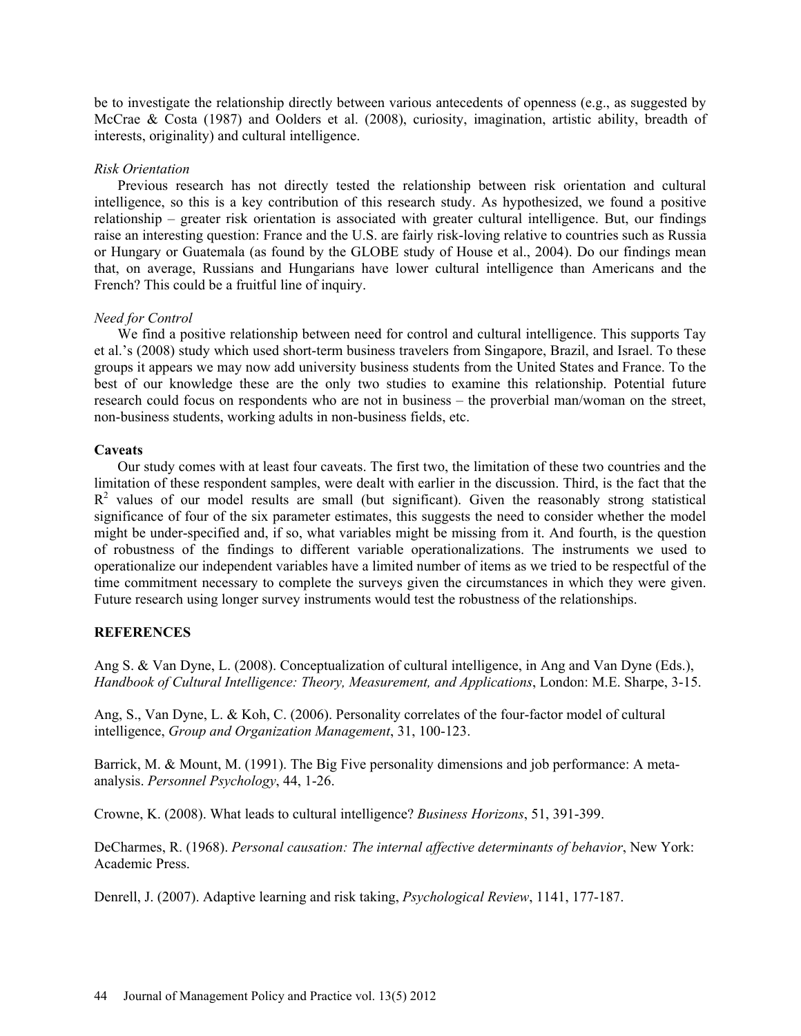be to investigate the relationship directly between various antecedents of openness (e.g., as suggested by McCrae & Costa (1987) and Oolders et al. (2008), curiosity, imagination, artistic ability, breadth of interests, originality) and cultural intelligence.

*Risk Orientation*

Previous research has not directly tested the relationship between risk orientation and cultural intelligence, so this is a key contribution of this research study. As hypothesized, we found a positive relationship – greater risk orientation is associated with greater cultural intelligence. But, our findings raise an interesting question: France and the U.S. are fairly risk-loving relative to countries such as Russia or Hungary or Guatemala (as found by the GLOBE study of House et al., 2004). Do our findings mean that, on average, Russians and Hungarians have lower cultural intelligence than Americans and the French? This could be a fruitful line of inquiry.

*Need for Control*

We find a positive relationship between need for control and cultural intelligence. This supports Tay et al.'s (2008) study which used short-term business travelers from Singapore, Brazil, and Israel. To these groups it appears we may now add university business students from the United States and France. To the best of our knowledge these are the only two studies to examine this relationship. Potential future research could focus on respondents who are not in business – the proverbial man/woman on the street, non-business students, working adults in non-business fields, etc.

**Caveats**

Our study comes with at least four caveats. The first two, the limitation of these two countries and the limitation of these respondent samples, were dealt with earlier in the discussion. Third, is the fact that the $R^2$ values of our model results are small (but significant). Given the reasonably strong statistical significance of four of the six parameter estimates, this suggests the need to consider whether the model might be under-specified and, if so, what variables might be missing from it. And fourth, is the question of robustness of the findings to different variable operationalizations. The instruments we used to operationalize our independent variables have a limited number of items as we tried to be respectful of the time commitment necessary to complete the surveys given the circumstances in which they were given. Future research using longer survey instruments would test the robustness of the relationships.

## REFERENCES

Ang S. & Van Dyne, L. (2008). Conceptualization of cultural intelligence, in Ang and Van Dyne (Eds.), *Handbook of Cultural Intelligence: Theory, Measurement, and Applications*, London: M.E. Sharpe, 3-15.

Ang, S., Van Dyne, L. & Koh, C. (2006). Personality correlates of the four-factor model of cultural intelligence, *Group and Organization Management*, 31, 100-123.

Barrick, M. & Mount, M. (1991). The Big Five personality dimensions and job performance: A meta-analysis. *Personnel Psychology*, 44, 1-26.

Crowne, K. (2008). What leads to cultural intelligence? *Business Horizons*, 51, 391-399.

DeCharmes, R. (1968). *Personal causation: The internal affective determinants of behavior*, New York: Academic Press.

Denrell, J. (2007). Adaptive learning and risk taking, *Psychological Review*, 1141, 177-187.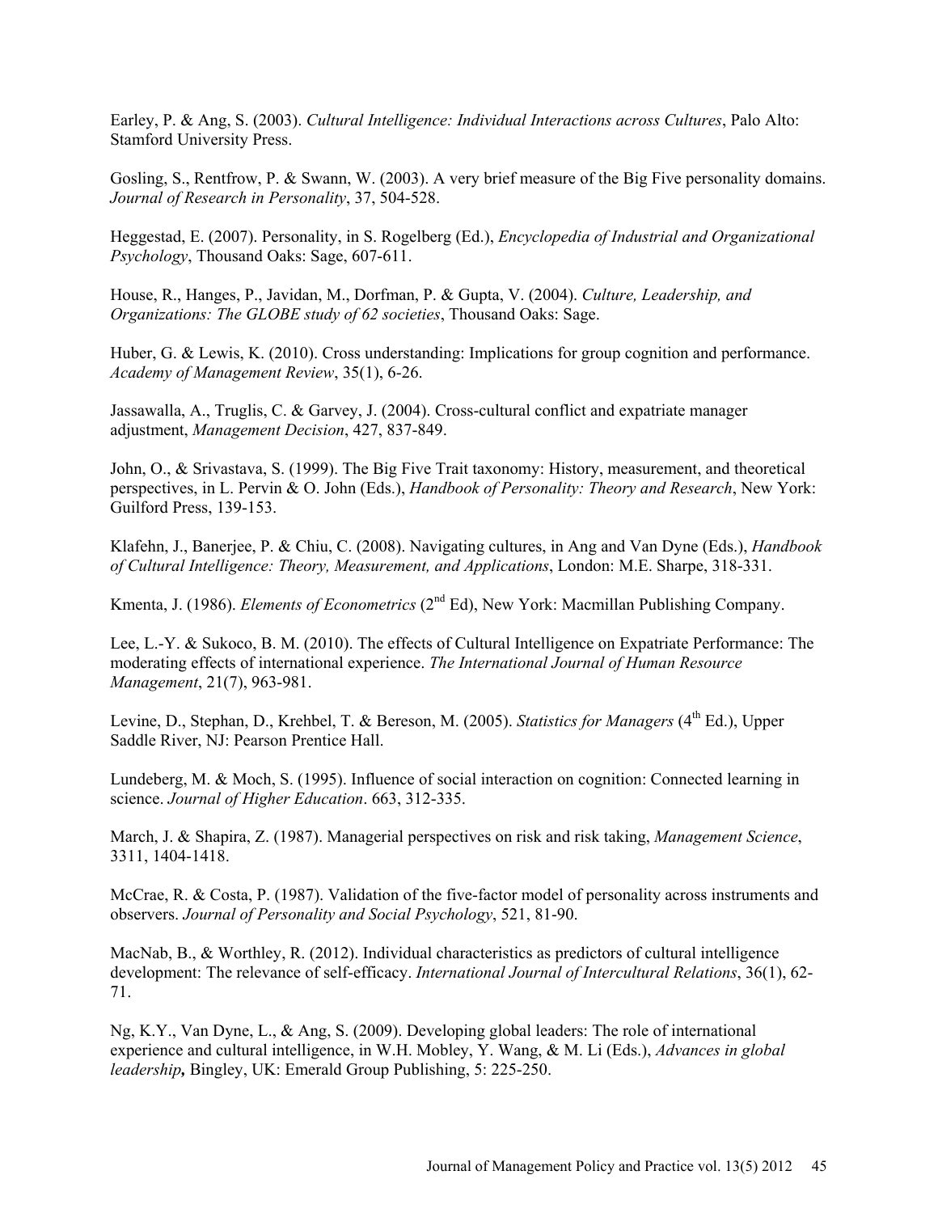Earley, P. & Ang, S. (2003). *Cultural Intelligence: Individual Interactions across Cultures*, Palo Alto: Stamford University Press.

Gosling, S., Rentfrow, P. & Swann, W. (2003). A very brief measure of the Big Five personality domains. *Journal of Research in Personality*, 37, 504-528.

Heggestad, E. (2007). Personality, in S. Rogelberg (Ed.), *Encyclopedia of Industrial and Organizational Psychology*, Thousand Oaks: Sage, 607-611.

House, R., Hanges, P., Javidan, M., Dorfman, P. & Gupta, V. (2004). *Culture, Leadership, and Organizations: The GLOBE study of 62 societies*, Thousand Oaks: Sage.

Huber, G. & Lewis, K. (2010). Cross understanding: Implications for group cognition and performance. *Academy of Management Review*, 35(1), 6-26.

Jassawalla, A., Truglis, C. & Garvey, J. (2004). Cross-cultural conflict and expatriate manager adjustment, *Management Decision*, 427, 837-849.

John, O., & Srivastava, S. (1999). The Big Five Trait taxonomy: History, measurement, and theoretical perspectives, in L. Pervin & O. John (Eds.), *Handbook of Personality: Theory and Research*, New York: Guilford Press, 139-153.

Klafehn, J., Banerjee, P. & Chiu, C. (2008). Navigating cultures, in Ang and Van Dyne (Eds.), *Handbook of Cultural Intelligence: Theory, Measurement, and Applications*, London: M.E. Sharpe, 318-331.

Kmenta, J. (1986). *Elements of Econometrics* (2nd Ed), New York: Macmillan Publishing Company.

Lee, L.-Y. & Sukoco, B. M. (2010). The effects of Cultural Intelligence on Expatriate Performance: The moderating effects of international experience. *The International Journal of Human Resource Management*, 21(7), 963-981.

Levine, D., Stephan, D., Krehbel, T. & Bereson, M. (2005). *Statistics for Managers* (4th Ed.), Upper Saddle River, NJ: Pearson Prentice Hall.

Lundeberg, M. & Moch, S. (1995). Influence of social interaction on cognition: Connected learning in science. *Journal of Higher Education*. 663, 312-335.

March, J. & Shapira, Z. (1987). Managerial perspectives on risk and risk taking, *Management Science*, 3311, 1404-1418.

McCrae, R. & Costa, P. (1987). Validation of the five-factor model of personality across instruments and observers. *Journal of Personality and Social Psychology*, 521, 81-90.

MacNab, B., & Worthley, R. (2012). Individual characteristics as predictors of cultural intelligence development: The relevance of self-efficacy. *International Journal of Intercultural Relations*, 36(1), 62-71.

Ng, K.Y., Van Dyne, L., & Ang, S. (2009). Developing global leaders: The role of international experience and cultural intelligence, in W.H. Mobley, Y. Wang, & M. Li (Eds.), *Advances in global leadership***,** Bingley, UK: Emerald Group Publishing, 5: 225-250.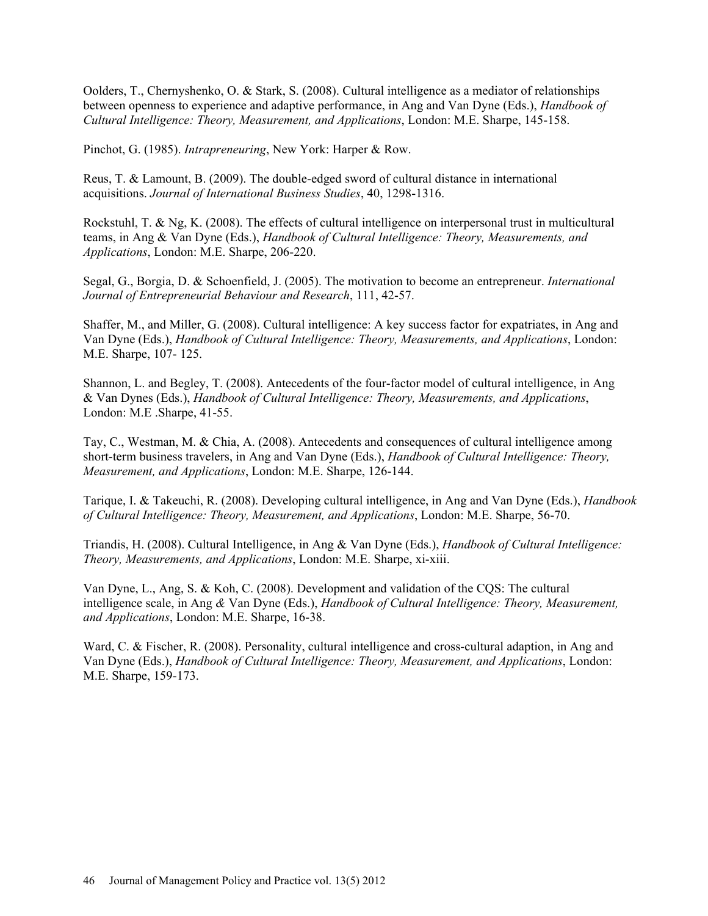Oolders, T., Chernyshenko, O. & Stark, S. (2008). Cultural intelligence as a mediator of relationships between openness to experience and adaptive performance, in Ang and Van Dyne (Eds.), *Handbook of Cultural Intelligence: Theory, Measurement, and Applications*, London: M.E. Sharpe, 145-158.

Pinchot, G. (1985). *Intrapreneuring*, New York: Harper & Row.

Reus, T. & Lamount, B. (2009). The double-edged sword of cultural distance in international acquisitions. *Journal of International Business Studies*, 40, 1298-1316.

Rockstuhl, T. & Ng, K. (2008). The effects of cultural intelligence on interpersonal trust in multicultural teams, in Ang & Van Dyne (Eds.), *Handbook of Cultural Intelligence: Theory, Measurements, and Applications*, London: M.E. Sharpe, 206-220.

Segal, G., Borgia, D. & Schoenfield, J. (2005). The motivation to become an entrepreneur. *International Journal of Entrepreneurial Behaviour and Research*, 111, 42-57.

Shaffer, M., and Miller, G. (2008). Cultural intelligence: A key success factor for expatriates, in Ang and Van Dyne (Eds.), *Handbook of Cultural Intelligence: Theory, Measurements, and Applications*, London: M.E. Sharpe, 107- 125.

Shannon, L. and Begley, T. (2008). Antecedents of the four-factor model of cultural intelligence, in Ang & Van Dynes (Eds.), *Handbook of Cultural Intelligence: Theory, Measurements, and Applications*, London: M.E .Sharpe, 41-55.

Tay, C., Westman, M. & Chia, A. (2008). Antecedents and consequences of cultural intelligence among short-term business travelers, in Ang and Van Dyne (Eds.), *Handbook of Cultural Intelligence: Theory, Measurement, and Applications*, London: M.E. Sharpe, 126-144.

Tarique, I. & Takeuchi, R. (2008). Developing cultural intelligence, in Ang and Van Dyne (Eds.), *Handbook of Cultural Intelligence: Theory, Measurement, and Applications*, London: M.E. Sharpe, 56-70.

Triandis, H. (2008). Cultural Intelligence, in Ang & Van Dyne (Eds.), *Handbook of Cultural Intelligence: Theory, Measurements, and Applications*, London: M.E. Sharpe, xi-xiii.

Van Dyne, L., Ang, S. & Koh, C. (2008). Development and validation of the CQS: The cultural intelligence scale, in Ang & Van Dyne (Eds.), *Handbook of Cultural Intelligence: Theory, Measurement, and Applications*, London: M.E. Sharpe, 16-38.

Ward, C. & Fischer, R. (2008). Personality, cultural intelligence and cross-cultural adaption, in Ang and Van Dyne (Eds.), *Handbook of Cultural Intelligence: Theory, Measurement, and Applications*, London: M.E. Sharpe, 159-173.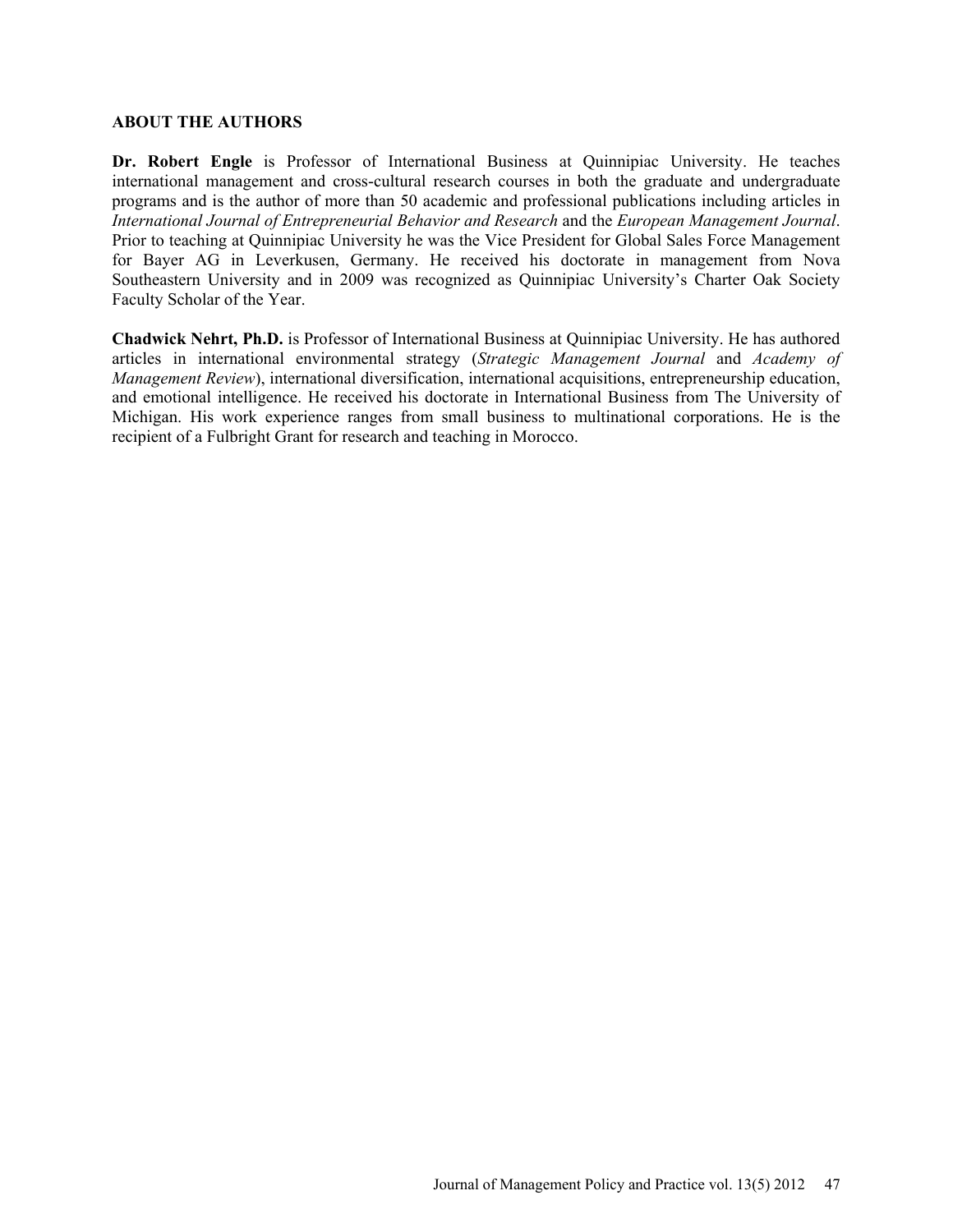### ABOUT THE AUTHORS

**Dr. Robert Engle** is Professor of International Business at Quinnipiac University. He teaches international management and cross-cultural research courses in both the graduate and undergraduate programs and is the author of more than 50 academic and professional publications including articles in *International Journal of Entrepreneurial Behavior and Research* and the *European Management Journal*. Prior to teaching at Quinnipiac University he was the Vice President for Global Sales Force Management for Bayer AG in Leverkusen, Germany. He received his doctorate in management from Nova Southeastern University and in 2009 was recognized as Quinnipiac University's Charter Oak Society Faculty Scholar of the Year.

**Chadwick Nehrt, Ph.D.** is Professor of International Business at Quinnipiac University. He has authored articles in international environmental strategy (*Strategic Management Journal* and *Academy of Management Review*), international diversification, international acquisitions, entrepreneurship education, and emotional intelligence. He received his doctorate in International Business from The University of Michigan. His work experience ranges from small business to multinational corporations. He is the recipient of a Fulbright Grant for research and teaching in Morocco.